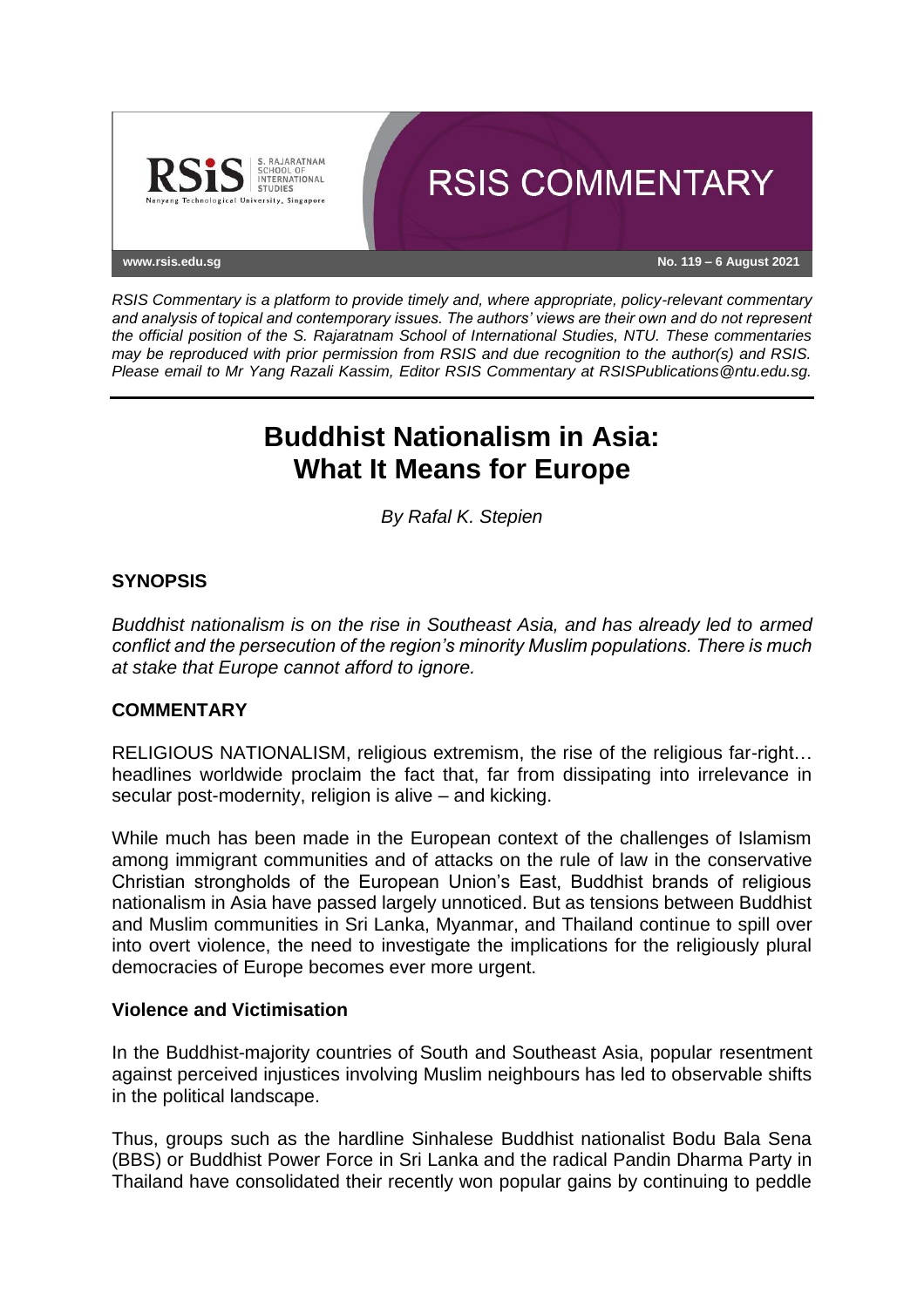# RSIS COMMENTARY

www.rsis.edu.sg

No. 119 – 6 August 2021

*RSIS Commentary is a platform to provide timely and, where appropriate, policy-relevant commentary and analysis of topical and contemporary issues. The authors' views are their own and do not represent the official position of the S. Rajaratnam School of International Studies, NTU. These commentaries may be reproduced with prior permission from RSIS and due recognition to the author(s) and RSIS. Please email to Mr Yang Razali Kassim, Editor RSIS Commentary at RSISPublications@ntu.edu.sg.*

# Buddhist Nationalism in Asia: What It Means for Europe

*By Rafal K. Stepien*

## SYNOPSIS

*Buddhist nationalism is on the rise in Southeast Asia, and has already led to armed conflict and the persecution of the region's minority Muslim populations. There is much at stake that Europe cannot afford to ignore.*

## COMMENTARY

RELIGIOUS NATIONALISM, religious extremism, the rise of the religious far-right… headlines worldwide proclaim the fact that, far from dissipating into irrelevance in secular post-modernity, religion is alive – and kicking.

While much has been made in the European context of the challenges of Islamism among immigrant communities and of attacks on the rule of law in the conservative Christian strongholds of the European Union's East, Buddhist brands of religious nationalism in Asia have passed largely unnoticed. But as tensions between Buddhist and Muslim communities in Sri Lanka, Myanmar, and Thailand continue to spill over into overt violence, the need to investigate the implications for the religiously plural democracies of Europe becomes ever more urgent.

### Violence and Victimisation

In the Buddhist-majority countries of South and Southeast Asia, popular resentment against perceived injustices involving Muslim neighbours has led to observable shifts in the political landscape.

Thus, groups such as the hardline Sinhalese Buddhist nationalist Bodu Bala Sena (BBS) or Buddhist Power Force in Sri Lanka and the radical Pandin Dharma Party in Thailand have consolidated their recently won popular gains by continuing to peddle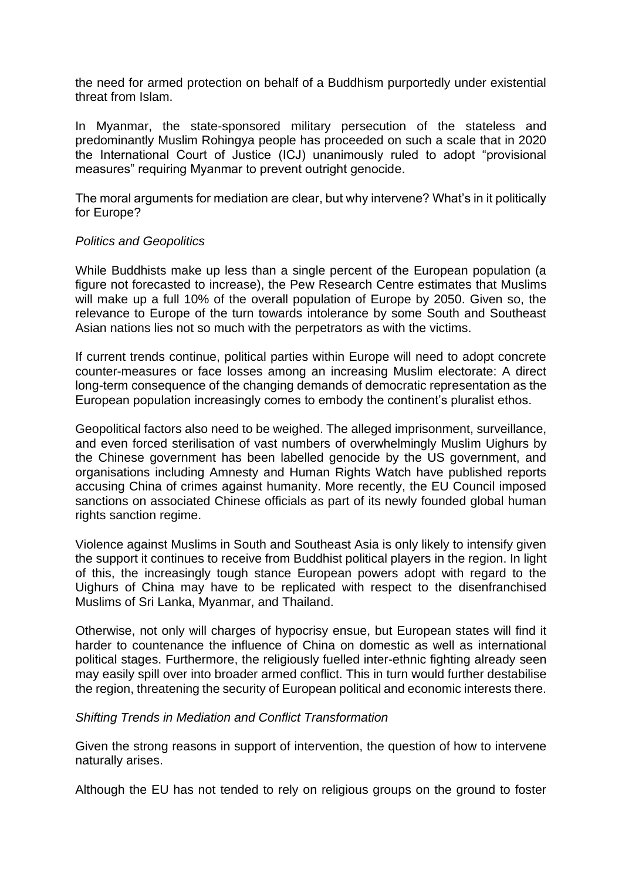the need for armed protection on behalf of a Buddhism purportedly under existential threat from Islam.

In Myanmar, the state-sponsored military persecution of the stateless and predominantly Muslim Rohingya people has proceeded on such a scale that in 2020 the International Court of Justice (ICJ) unanimously ruled to adopt "provisional measures" requiring Myanmar to prevent outright genocide.

The moral arguments for mediation are clear, but why intervene? What's in it politically for Europe?

*Politics and Geopolitics*

While Buddhists make up less than a single percent of the European population (a figure not forecasted to increase), the Pew Research Centre estimates that Muslims will make up a full 10% of the overall population of Europe by 2050. Given so, the relevance to Europe of the turn towards intolerance by some South and Southeast Asian nations lies not so much with the perpetrators as with the victims.

If current trends continue, political parties within Europe will need to adopt concrete counter-measures or face losses among an increasing Muslim electorate: A direct long-term consequence of the changing demands of democratic representation as the European population increasingly comes to embody the continent's pluralist ethos.

Geopolitical factors also need to be weighed. The alleged imprisonment, surveillance, and even forced sterilisation of vast numbers of overwhelmingly Muslim Uighurs by the Chinese government has been labelled genocide by the US government, and organisations including Amnesty and Human Rights Watch have published reports accusing China of crimes against humanity. More recently, the EU Council imposed sanctions on associated Chinese officials as part of its newly founded global human rights sanction regime.

Violence against Muslims in South and Southeast Asia is only likely to intensify given the support it continues to receive from Buddhist political players in the region. In light of this, the increasingly tough stance European powers adopt with regard to the Uighurs of China may have to be replicated with respect to the disenfranchised Muslims of Sri Lanka, Myanmar, and Thailand.

Otherwise, not only will charges of hypocrisy ensue, but European states will find it harder to countenance the influence of China on domestic as well as international political stages. Furthermore, the religiously fuelled inter-ethnic fighting already seen may easily spill over into broader armed conflict. This in turn would further destabilise the region, threatening the security of European political and economic interests there.

*Shifting Trends in Mediation and Conflict Transformation*

Given the strong reasons in support of intervention, the question of how to intervene naturally arises.

Although the EU has not tended to rely on religious groups on the ground to foster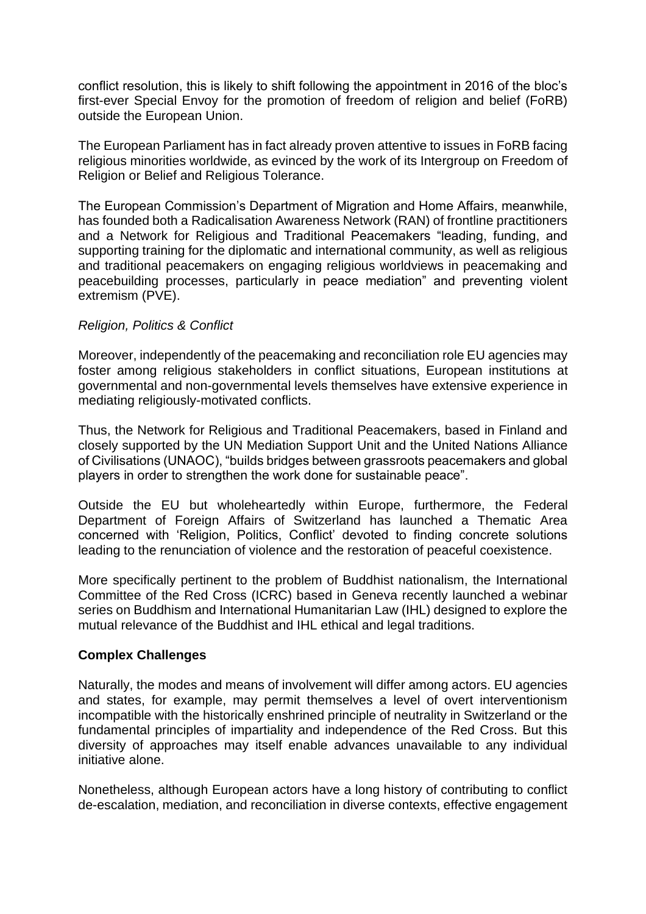conflict resolution, this is likely to shift following the appointment in 2016 of the bloc's first-ever Special Envoy for the promotion of freedom of religion and belief (FoRB) outside the European Union.

The European Parliament has in fact already proven attentive to issues in FoRB facing religious minorities worldwide, as evinced by the work of its Intergroup on Freedom of Religion or Belief and Religious Tolerance.

The European Commission's Department of Migration and Home Affairs, meanwhile, has founded both a Radicalisation Awareness Network (RAN) of frontline practitioners and a Network for Religious and Traditional Peacemakers "leading, funding, and supporting training for the diplomatic and international community, as well as religious and traditional peacemakers on engaging religious worldviews in peacemaking and peacebuilding processes, particularly in peace mediation" and preventing violent extremism (PVE).

*Religion, Politics & Conflict*

Moreover, independently of the peacemaking and reconciliation role EU agencies may foster among religious stakeholders in conflict situations, European institutions at governmental and non-governmental levels themselves have extensive experience in mediating religiously-motivated conflicts.

Thus, the Network for Religious and Traditional Peacemakers, based in Finland and closely supported by the UN Mediation Support Unit and the United Nations Alliance of Civilisations (UNAOC), "builds bridges between grassroots peacemakers and global players in order to strengthen the work done for sustainable peace".

Outside the EU but wholeheartedly within Europe, furthermore, the Federal Department of Foreign Affairs of Switzerland has launched a Thematic Area concerned with 'Religion, Politics, Conflict' devoted to finding concrete solutions leading to the renunciation of violence and the restoration of peaceful coexistence.

More specifically pertinent to the problem of Buddhist nationalism, the International Committee of the Red Cross (ICRC) based in Geneva recently launched a webinar series on Buddhism and International Humanitarian Law (IHL) designed to explore the mutual relevance of the Buddhist and IHL ethical and legal traditions.

**Complex Challenges**

Naturally, the modes and means of involvement will differ among actors. EU agencies and states, for example, may permit themselves a level of overt interventionism incompatible with the historically enshrined principle of neutrality in Switzerland or the fundamental principles of impartiality and independence of the Red Cross. But this diversity of approaches may itself enable advances unavailable to any individual initiative alone.

Nonetheless, although European actors have a long history of contributing to conflict de-escalation, mediation, and reconciliation in diverse contexts, effective engagement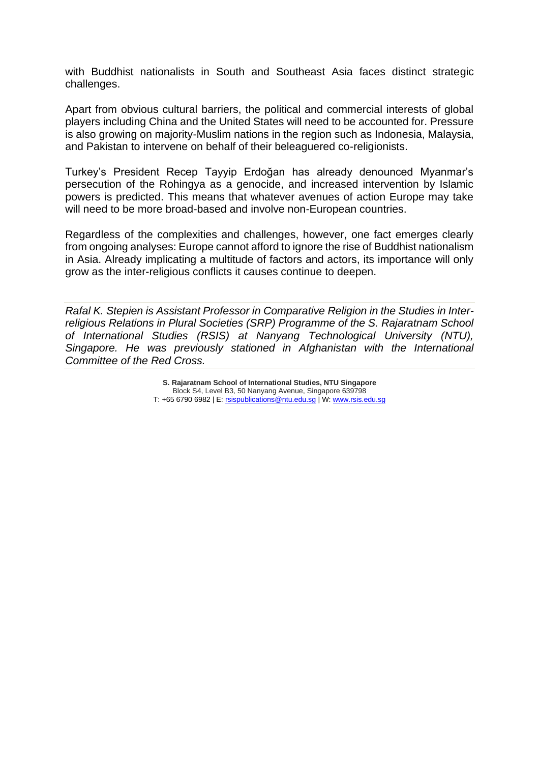with Buddhist nationalists in South and Southeast Asia faces distinct strategic challenges.

Apart from obvious cultural barriers, the political and commercial interests of global players including China and the United States will need to be accounted for. Pressure is also growing on majority-Muslim nations in the region such as Indonesia, Malaysia, and Pakistan to intervene on behalf of their beleaguered co-religionists.

Turkey's President Recep Tayyip Erdoğan has already denounced Myanmar's persecution of the Rohingya as a genocide, and increased intervention by Islamic powers is predicted. This means that whatever avenues of action Europe may take will need to be more broad-based and involve non-European countries.

Regardless of the complexities and challenges, however, one fact emerges clearly from ongoing analyses: Europe cannot afford to ignore the rise of Buddhist nationalism in Asia. Already implicating a multitude of factors and actors, its importance will only grow as the inter-religious conflicts it causes continue to deepen.

---

*Rafal K. Stepien is Assistant Professor in Comparative Religion in the Studies in Inter-religious Relations in Plural Societies (SRP) Programme of the S. Rajaratnam School of International Studies (RSIS) at Nanyang Technological University (NTU), Singapore. He was previously stationed in Afghanistan with the International Committee of the Red Cross.*

---

**S. Rajaratnam School of International Studies, NTU Singapore**
Block S4, Level B3, 50 Nanyang Avenue, Singapore 639798
T: +65 6790 6982 | E: rsispublications@ntu.edu.sg | W: www.rsis.edu.sg